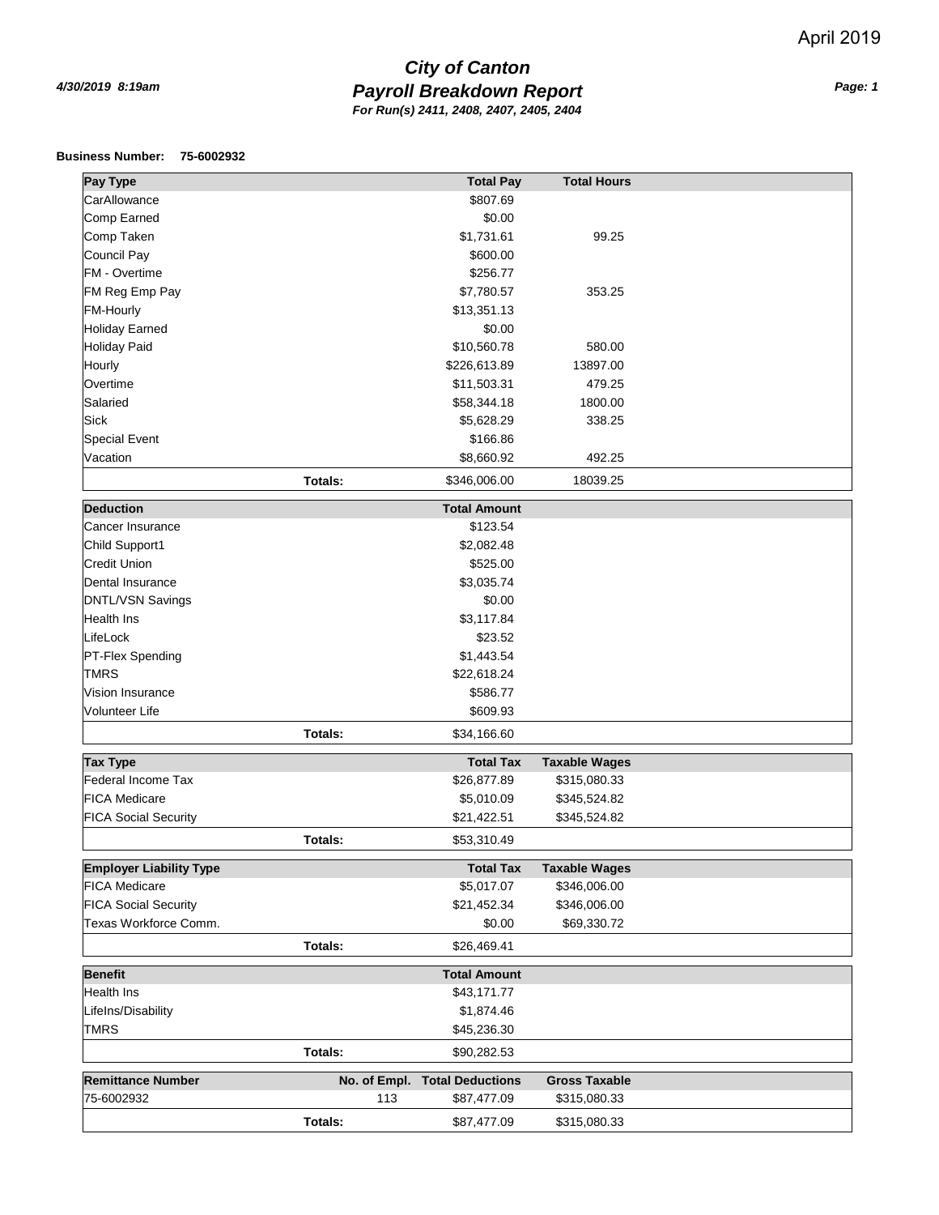April 2019

4/30/2019 8:19am

# City of Canton
## Payroll Breakdown Report
**For Run(s) 2411, 2408, 2407, 2405, 2404**

**Business Number: 75-6002932**

| Pay Type | | Total Pay | Total Hours |
|---|---|---|---|
| CarAllowance | | $807.69 | |
| Comp Earned | | $0.00 | |
| Comp Taken | | $1,731.61 | 99.25 |
| Council Pay | | $600.00 | |
| FM - Overtime | | $256.77 | |
| FM Reg Emp Pay | | $7,780.57 | 353.25 |
| FM-Hourly | | $13,351.13 | |
| Holiday Earned | | $0.00 | |
| Holiday Paid | | $10,560.78 | 580.00 |
| Hourly | | $226,613.89 | 13897.00 |
| Overtime | | $11,503.31 | 479.25 |
| Salaried | | $58,344.18 | 1800.00 |
| Sick | | $5,628.29 | 338.25 |
| Special Event | | $166.86 | |
| Vacation | | $8,660.92 | 492.25 |
| | **Totals:** | $346,006.00 | 18039.25 |

| Deduction | | Total Amount |
|---|---|---|
| Cancer Insurance | | $123.54 |
| Child Support1 | | $2,082.48 |
| Credit Union | | $525.00 |
| Dental Insurance | | $3,035.74 |
| DNTL/VSN Savings | | $0.00 |
| Health Ins | | $3,117.84 |
| LifeLock | | $23.52 |
| PT-Flex Spending | | $1,443.54 |
| TMRS | | $22,618.24 |
| Vision Insurance | | $586.77 |
| Volunteer Life | | $609.93 |
| | **Totals:** | $34,166.60 |

| Tax Type | | Total Tax | Taxable Wages |
|---|---|---|---|
| Federal Income Tax | | $26,877.89 | $315,080.33 |
| FICA Medicare | | $5,010.09 | $345,524.82 |
| FICA Social Security | | $21,422.51 | $345,524.82 |
| | **Totals:** | $53,310.49 | |

| Employer Liability Type | | Total Tax | Taxable Wages |
|---|---|---|---|
| FICA Medicare | | $5,017.07 | $346,006.00 |
| FICA Social Security | | $21,452.34 | $346,006.00 |
| Texas Workforce Comm. | | $0.00 | $69,330.72 |
| | **Totals:** | $26,469.41 | |

| Benefit | | Total Amount |
|---|---|---|
| Health Ins | | $43,171.77 |
| LifeIns/Disability | | $1,874.46 |
| TMRS | | $45,236.30 |
| | **Totals:** | $90,282.53 |

| Remittance Number | No. of Empl. | Total Deductions | Gross Taxable |
|---|---|---|---|
| 75-6002932 | 113 | $87,477.09 | $315,080.33 |
| | **Totals:** | $87,477.09 | $315,080.33 |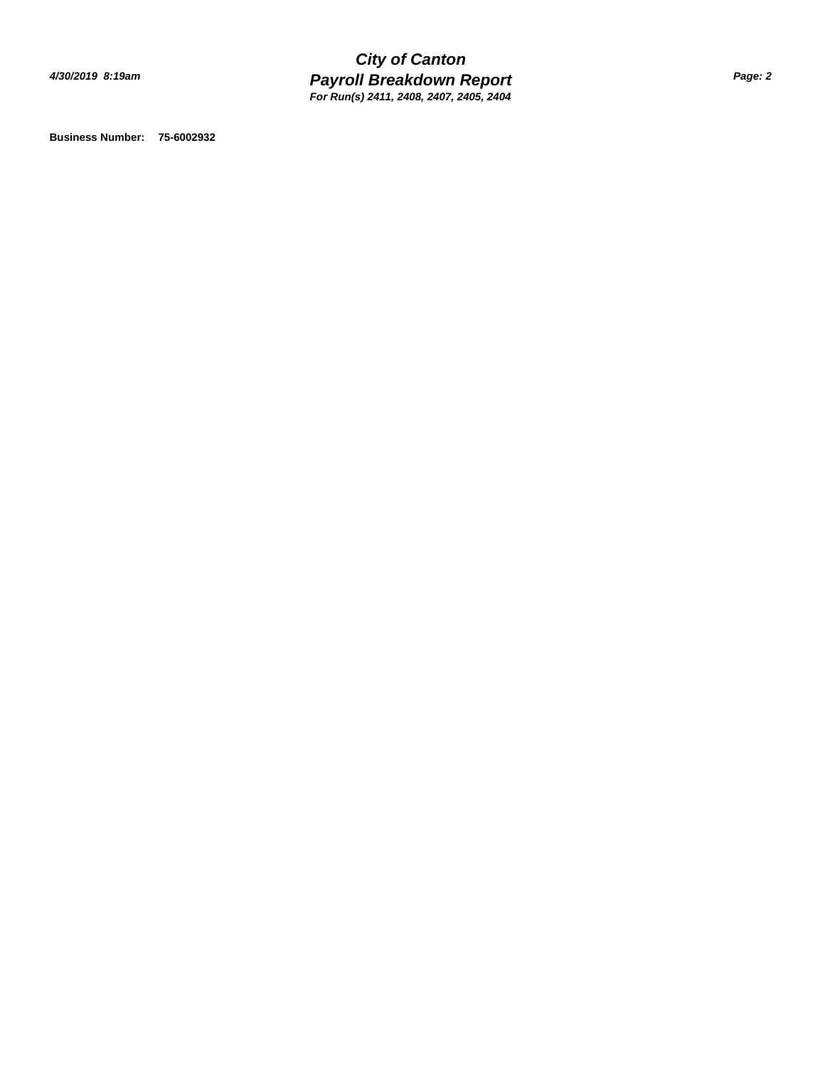**Business Number:** 75-6002932